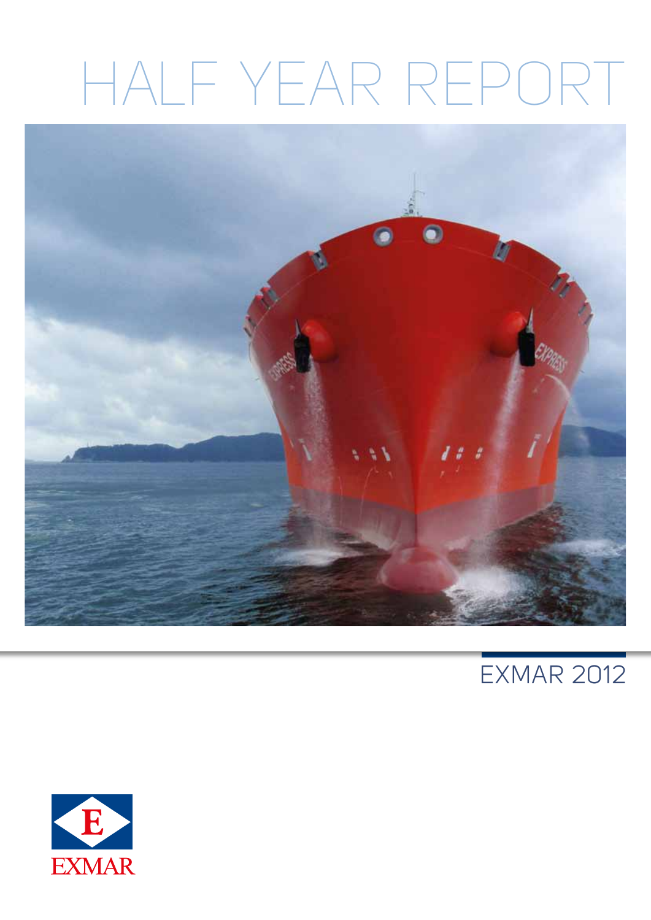# HALF YEAR REPORT

EXMAR 2012

EXMAR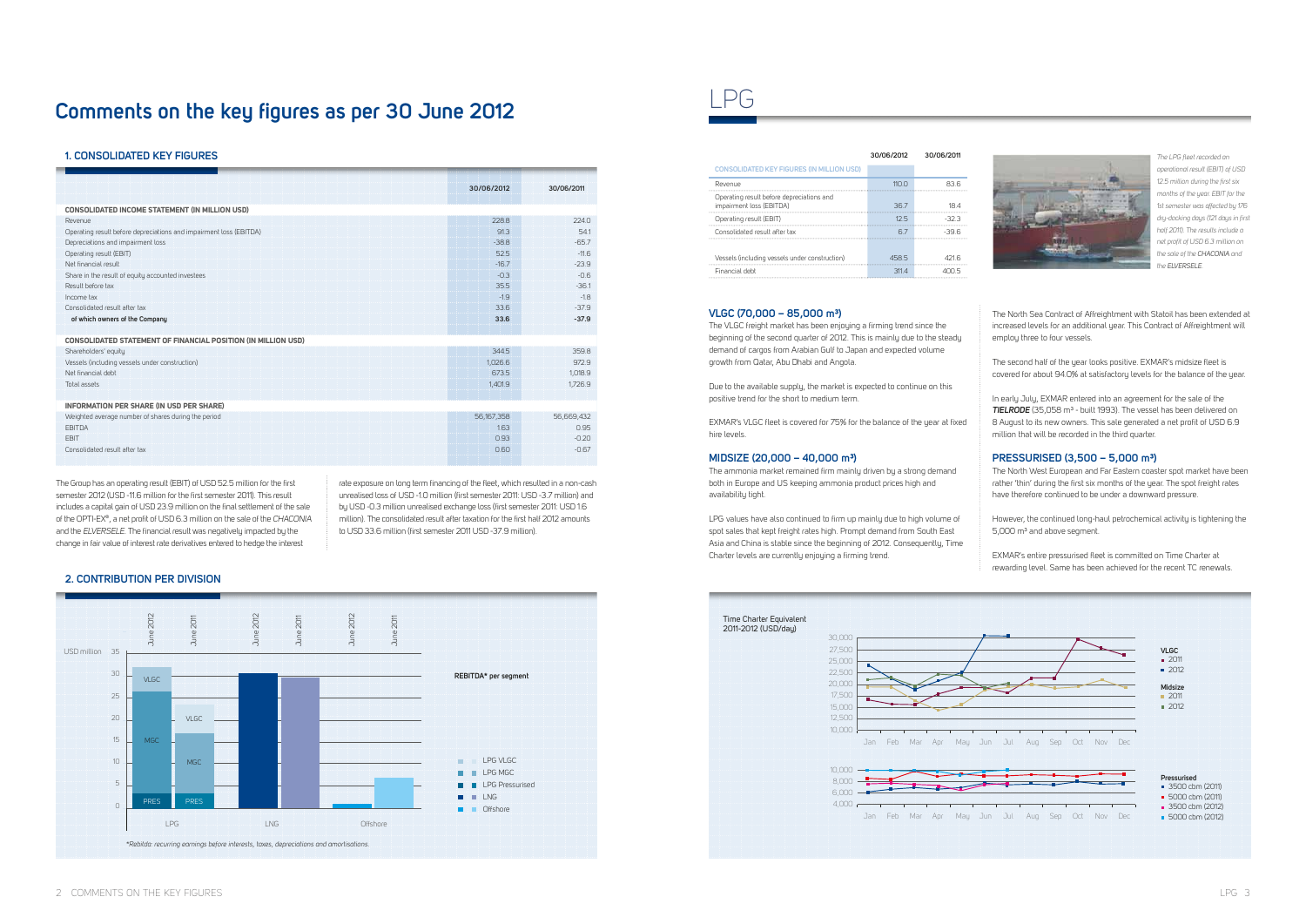# Comments on the key figures as per 30 June 2012

## 1. CONSOLIDATED KEY FIGURES

| | 30/06/2012 | 30/06/2011 |
|---|---|---|
| **CONSOLIDATED INCOME STATEMENT (IN MILLION USD)** | | |
| Revenue | 228.8 | 224.0 |
| Operating result before depreciations and impairment loss (EBITDA) | 91.3 | 54.1 |
| Depreciations and impairment loss | -38.8 | -65.7 |
| Operating result (EBIT) | 52.5 | -11.6 |
| Net financial result | -16.7 | -23.9 |
| Share in the result of equity accounted investees | -0.3 | -0.6 |
| Result before tax | 35.5 | -36.1 |
| Income tax | -1.9 | -1.8 |
| Consolidated result after tax | 33.6 | -37.9 |
| **of which owners of the Company** | **33.6** | **-37.9** |
| **CONSOLIDATED STATEMENT OF FINANCIAL POSITION (IN MILLION USD)** | | |
| Shareholders' equity | 344.5 | 359.8 |
| Vessels (including vessels under construction) | 1,026.6 | 972.9 |
| Net financial debt | 673.5 | 1,018.9 |
| Total assets | 1,401.9 | 1,726.9 |
| **INFORMATION PER SHARE (IN USD PER SHARE)** | | |
| Weighted average number of shares during the period | 56,167,358 | 56,669,432 |
| EBITDA | 1.63 | 0.95 |
| EBIT | 0.93 | -0.20 |
| Consolidated result after tax | 0.60 | -0.67 |

The Group has an operating result (EBIT) of USD 52.5 million for the first semester 2012 (USD -11.6 million for the first semester 2011). This result includes a capital gain of USD 23.9 million on the final settlement of the sale of the OPTI-EX®, a net profit of USD 6.3 million on the sale of the *CHACONIA* and the *ELVERSELE*. The financial result was negatively impacted by the change in fair value of interest rate derivatives entered to hedge the interest rate exposure on long term financing of the fleet, which resulted in a non-cash unrealised loss of USD -1.0 million (first semester 2011: USD -3.7 million) and by USD -0.3 million unrealised exchange loss (first semester 2011: USD 1.6 million). The consolidated result after taxation for the first half 2012 amounts to USD 33.6 million (first semester 2011 USD -37.9 million).

## 2. CONTRIBUTION PER DIVISION

REBITDA* per segment (USD million)

| Division | June 2012 | June 2011 |
|---|---|---|
| LPG (PRES, MGC, VLGC) | ~31 | ~23 |
| LNG | ~31 | ~30 |
| Offshore | ~1 | ~7 |

Legend: LPG VLGC, LPG MGC, LPG Pressurised, LNG, Offshore

*Rebitda: recurring earnings before interests, taxes, depreciations and amortisations.

# LPG

| CONSOLIDATED KEY FIGURES (IN MILLION USD) | 30/06/2012 | 30/06/2011 |
|---|---|---|
| Revenue | 110.0 | 83.6 |
| Operating result before depreciations and impairment loss (EBITDA) | 36.7 | 18.4 |
| Operating result (EBIT) | 12.5 | -32.3 |
| Consolidated result after tax | 6.7 | -39.6 |
| Vessels (including vessels under construction) | 458.5 | 421.6 |
| Financial debt | 311.4 | 400.5 |

*The LPG fleet recorded an operational result (EBIT) of USD 12.5 million during the first six months of the year. EBIT for the 1st semester was affected by 176 dry-docking days (121 days in first half 2011). The results include a net profit of USD 6.3 million on the sale of the **CHACONIA** and the **ELVERSELE***

### VLGC (70,000 – 85,000 m³)

The VLGC freight market has been enjoying a firming trend since the beginning of the second quarter of 2012. This is mainly due to the steady demand of cargos from Arabian Gulf to Japan and expected volume growth from Qatar, Abu Dhabi and Angola.

Due to the available supply, the market is expected to continue on this positive trend for the short to medium term.

EXMAR's VLGC fleet is covered for 75% for the balance of the year at fixed hire levels.

### MIDSIZE (20,000 – 40,000 m³)

The ammonia market remained firm mainly driven by a strong demand both in Europe and US keeping ammonia product prices high and availability tight.

LPG values have also continued to firm up mainly due to high volume of spot sales that kept freight rates high. Prompt demand from South East Asia and China is stable since the beginning of 2012. Consequently, Time Charter levels are currently enjoying a firming trend.

The North Sea Contract of Affreightment with Statoil has been extended at increased levels for an additional year. This Contract of Affreightment will employ three to four vessels.

The second half of the year looks positive. EXMAR's midsize fleet is covered for about 94.0% at satisfactory levels for the balance of the year.

In early July, EXMAR entered into an agreement for the sale of the ***TIELRODE*** (35,058 m³ - built 1993). The vessel has been delivered on 8 August to its new owners. This sale generated a net profit of USD 6.9 million that will be recorded in the third quarter.

### PRESSURISED (3,500 – 5,000 m³)

The North West European and Far Eastern coaster spot market have been rather 'thin' during the first six months of the year. The spot freight rates have therefore continued to be under a downward pressure.

However, the continued long-haul petrochemical activity is tightening the 5,000 m³ and above segment.

EXMAR's entire pressurised fleet is committed on Time Charter at rewarding level. Same has been achieved for the recent TC renewals.

Time Charter Equivalent 2011-2012 (USD/day)

Legend: VLGC 2011, 2012; Midsize 2011, 2012; Pressurised 3500 cbm (2011), 5000 cbm (2011), 3500 cbm (2012), 5000 cbm (2012)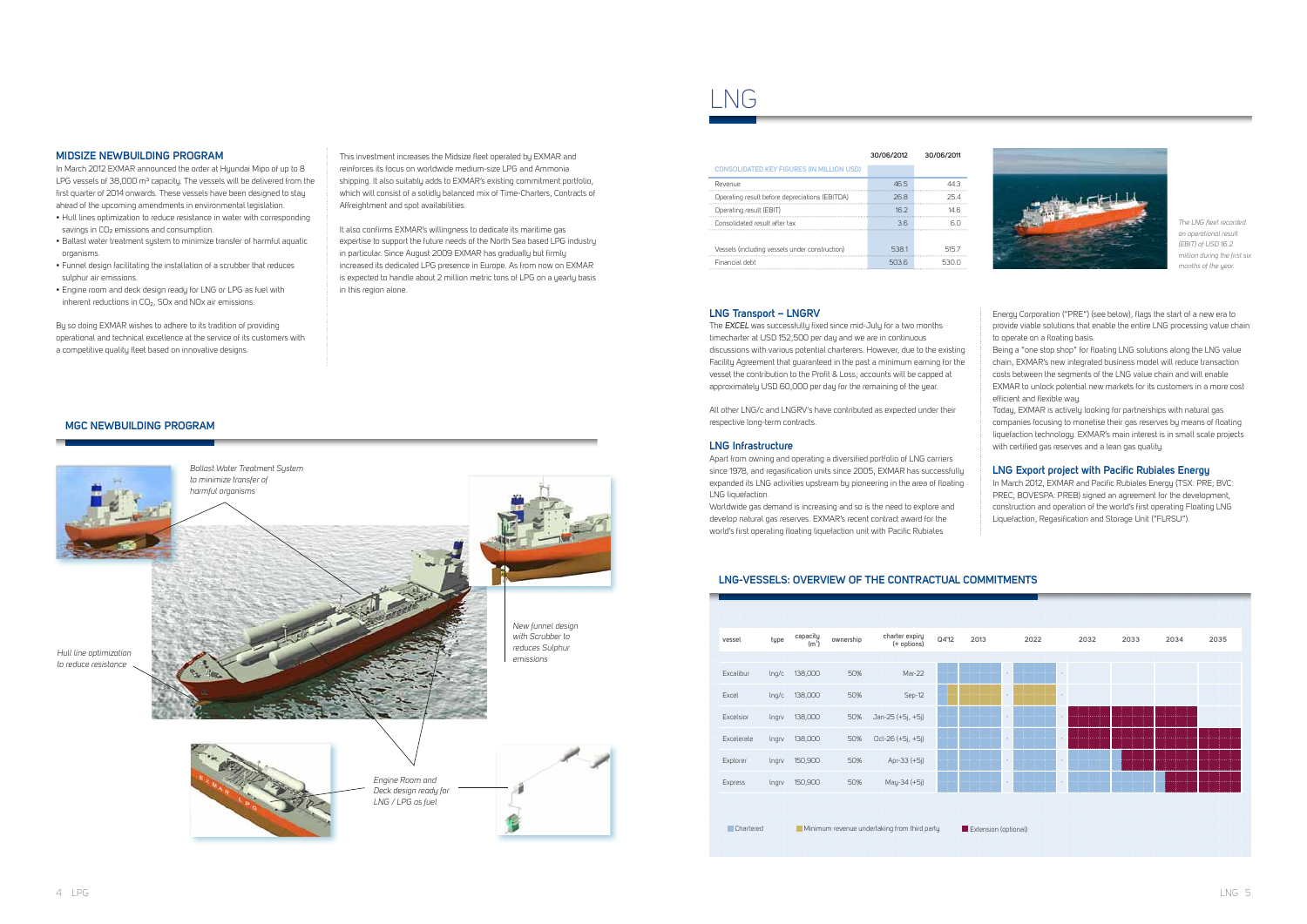## MIDSIZE NEWBUILDING PROGRAM

In March 2012 EXMAR announced the order at Hyundai Mipo of up to 8 LPG vessels of 38,000 m³ capacity. The vessels will be delivered from the first quarter of 2014 onwards. These vessels have been designed to stay ahead of the upcoming amendments in environmental legislation.

- Hull lines optimization to reduce resistance in water with corresponding savings in $CO_2$ emissions and consumption.
- Ballast water treatment system to minimize transfer of harmful aquatic organisms.
- Funnel design facilitating the installation of a scrubber that reduces sulphur air emissions.
- Engine room and deck design ready for LNG or LPG as fuel with inherent reductions in $CO_2$, SOx and NOx air emissions.

By so doing EXMAR wishes to adhere to its tradition of providing operational and technical excellence at the service of its customers with a competitive quality fleet based on innovative designs.

This investment increases the Midsize fleet operated by EXMAR and reinforces its focus on worldwide medium-size LPG and Ammonia shipping. It also suitably adds to EXMAR's existing commitment portfolio, which will consist of a solidly balanced mix of Time-Charters, Contracts of Affreightment and spot availabilities.

It also confirms EXMAR's willingness to dedicate its maritime gas expertise to support the future needs of the North Sea based LPG industry in particular. Since August 2009 EXMAR has gradually but firmly increased its dedicated LPG presence in Europe. As from now on EXMAR is expected to handle about 2 million metric tons of LPG on a yearly basis in this region alone.

## MGC NEWBUILDING PROGRAM

Ballast Water Treatment System to minimize transfer of harmful organisms

Hull line optimization to reduce resistance

New funnel design with Scrubber to reduces Sulphur emissions

Engine Room and Deck design ready for LNG / LPG as fuel

# LNG

| CONSOLIDATED KEY FIGURES (IN MILLION USD) | 30/06/2012 | 30/06/2011 |
|---|---|---|
| Revenue | 46.5 | 44.3 |
| Operating result before depreciations (EBITDA) | 26.8 | 25.4 |
| Operating result (EBIT) | 16.2 | 14.6 |
| Consolidated result after tax | 3.6 | 6.0 |
| Vessels (including vessels under construction) | 538.1 | 515.7 |
| Financial debt | 503.6 | 530.0 |

*The LNG fleet recorded an operational result (EBIT) of USD 16.2 million during the first six months of the year.*

### LNG Transport – LNGRV

The *EXCEL* was successfully fixed since mid-July for a two months timecharter at USD 152,500 per day and we are in continuous discussions with various potential charterers. However, due to the existing Facility Agreement that guaranteed in the past a minimum earning for the vessel the contribution to the Profit & Loss, accounts will be capped at approximately USD 60,000 per day for the remaining of the year.

All other LNG/c and LNGRV's have contributed as expected under their respective long-term contracts.

### LNG Infrastructure

Apart from owning and operating a diversified portfolio of LNG carriers since 1978, and regasification units since 2005, EXMAR has successfully expanded its LNG activities upstream by pioneering in the area of floating LNG liquefaction.

Worldwide gas demand is increasing and so is the need to explore and develop natural gas reserves. EXMAR's recent contract award for the world's first operating floating liquefaction unit with Pacific Rubiales Energy Corporation ("PRE") (see below), flags the start of a new era to provide viable solutions that enable the entire LNG processing value chain to operate on a floating basis.

Being a "one stop shop" for floating LNG solutions along the LNG value chain, EXMAR's new integrated business model will reduce transaction costs between the segments of the LNG value chain and will enable EXMAR to unlock potential new markets for its customers in a more cost efficient and flexible way.

Today, EXMAR is actively looking for partnerships with natural gas companies focusing to monetise their gas reserves by means of floating liquefaction technology. EXMAR's main interest is in small scale projects with certified gas reserves and a lean gas quality.

### LNG Export project with Pacific Rubiales Energy

In March 2012, EXMAR and Pacific Rubiales Energy (TSX: PRE; BVC: PREC; BOVESPA: PREB) signed an agreement for the development, construction and operation of the world's first operating Floating LNG Liquefaction, Regasification and Storage Unit ("FLRSU").

## LNG-VESSELS: OVERVIEW OF THE CONTRACTUAL COMMITMENTS

| vessel | type | capacity (m³) | ownership | charter expiry (+ options) | Q4'12 | 2013 | 2022 | 2032 | 2033 | 2034 | 2035 |
|---|---|---|---|---|---|---|---|---|---|---|---|
| Excalibur | lng/c | 138,000 | 50% | Mar-22 | | | | | | | |
| Excel | lng/c | 138,000 | 50% | Sep-12 | | | | | | | |
| Excelsior | lngrv | 138,000 | 50% | Jan-25 (+5j, +5j) | | | | | | | |
| Excelerate | lngrv | 138,000 | 50% | Oct-26 (+5j, +5j) | | | | | | | |
| Explorer | lngrv | 150,900 | 50% | Apr-33 (+5j) | | | | | | | |
| Express | lngrv | 150,900 | 50% | May-34 (+5j) | | | | | | | |

Chartered | Minimum revenue undertaking from third party | Extension (optional)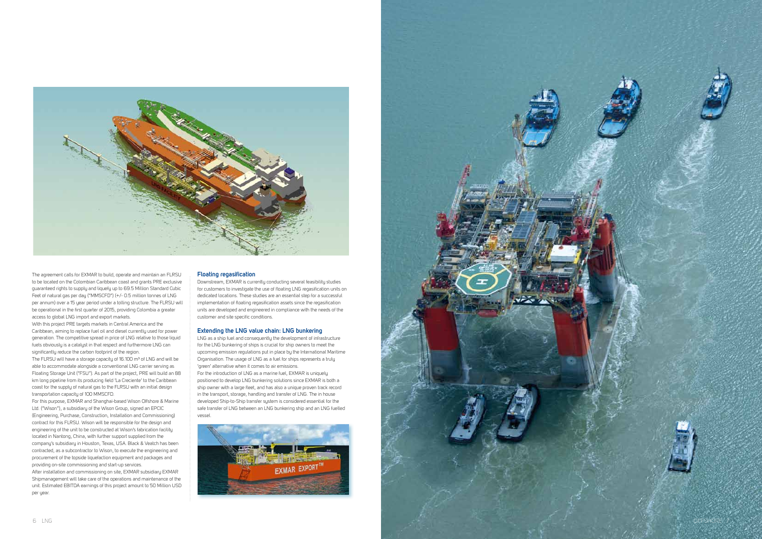The agreement calls for EXMAR to build, operate and maintain an FLRSU to be located on the Colombian Caribbean coast and grants PRE exclusive guaranteed rights to supply and liquefy up to 69.5 Million Standard Cubic Feet of natural gas per day ("MMSCFD") (+/- 0.5 million tonnes of LNG per annum) over a 15 year period under a tolling structure. The FLRSU will be operational in the first quarter of 2015, providing Colombia a greater access to global LNG import and export markets.

With this project PRE targets markets in Central America and the Caribbean, aiming to replace fuel oil and diesel currently used for power generation. The competitive spread in price of LNG relative to those liquid fuels obviously is a catalyst in that respect and furthermore LNG can significantly reduce the carbon footprint of the region.

The FLRSU will have a storage capacity of 16.100 m³ of LNG and will be able to accommodate alongside a conventional LNG carrier serving as Floating Storage Unit ("FSU"). As part of the project, PRE will build an 88 km long pipeline from its producing field 'La Creciente' to the Caribbean coast for the supply of natural gas to the FLRSU with an initial design transportation capacity of 100 MMSCFD.

For this purpose, EXMAR and Shanghai-based Wison Offshore & Marine Ltd. ("Wison"), a subsidiary of the Wison Group, signed an EPCIC (Engineering, Purchase, Construction, Installation and Commissioning) contract for this FLRSU. Wison will be responsible for the design and engineering of the unit to be constructed at Wison's fabrication facility located in Nantong, China, with further support supplied from the company's subsidiary in Houston, Texas, USA. Black & Veatch has been contracted, as a subcontractor to Wison, to execute the engineering and procurement of the topside liquefaction equipment and packages and providing on-site commissioning and start-up services.

After installation and commissioning on site, EXMAR subsidiary EXMAR Shipmanagement will take care of the operations and maintenance of the unit. Estimated EBITDA earnings of this project amount to 50 Million USD per year.

### Floating regasification

Downstream, EXMAR is currently conducting several feasibility studies for customers to investigate the use of floating LNG regasification units on dedicated locations. These studies are an essential step for a successful implementation of floating regasification assets since the regasification units are developed and engineered in compliance with the needs of the customer and site specific conditions.

### Extending the LNG value chain: LNG bunkering

LNG as a ship fuel and consequently the development of infrastructure for the LNG bunkering of ships is crucial for ship owners to meet the upcoming emission regulations put in place by the International Maritime Organisation. The usage of LNG as a fuel for ships represents a truly 'green' alternative when it comes to air emissions.

For the introduction of LNG as a marine fuel, EXMAR is uniquely positioned to develop LNG bunkering solutions since EXMAR is both a ship owner with a large fleet, and has also a unique proven track record in the transport, storage, handling and transfer of LNG. The in house developed Ship-to-Ship transfer system is considered essential for the safe transfer of LNG between an LNG bunkering ship and an LNG fuelled vessel.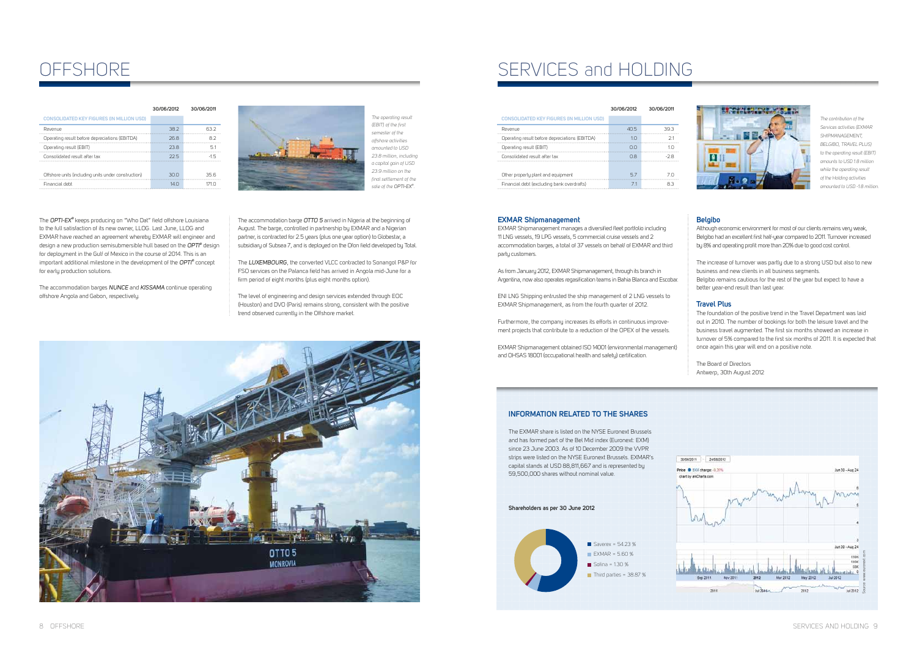# OFFSHORE

| CONSOLIDATED KEY FIGURES (IN MILLION USD) | 30/06/2012 | 30/06/2011 |
|---|---|---|
| Revenue | 38.2 | 63.2 |
| Operating result before depreciations (EBITDA) | 26.8 | 8.2 |
| Operating result (EBIT) | 23.8 | 5.1 |
| Consolidated result after tax | 22.5 | -1.5 |
| Offshore units (including units under construction) | 30.0 | 35.6 |
| Financial debt | 14.0 | 171.0 |

*The operating result (EBIT) of the first semester of the offshore activities amounted to USD 23.8 million, including a capital gain of USD 23.9 million on the final settlement of the sale of the OPTI-EX®.*

The *OPTI-EX®* keeps producing on "Who Dat" field offshore Louisiana to the full satisfaction of its new owner, LLOG. Last June, LLOG and EXMAR have reached an agreement whereby EXMAR will engineer and design a new production semisubmersible hull based on the *OPTI®* design for deployment in the Gulf of Mexico in the course of 2014. This is an important additional milestone in the development of the *OPTI®* concept for early production solutions.

The accommodation barges *NUNCE* and *KISSAMA* continue operating offshore Angola and Gabon, respectively.

The accommodation barge *OTTO 5* arrived in Nigeria at the beginning of August. The barge, controlled in partnership by EXMAR and a Nigerian partner, is contracted for 2.5 years (plus one year option) to Globestar, a subsidiary of Subsea 7, and is deployed on the Ofon field developed by Total.

The *LUXEMBOURG*, the converted VLCC contracted to Sonangol P&P for FSO services on the Palanca field has arrived in Angola mid-June for a firm period of eight months (plus eight months option).

The level of engineering and design services extended through EOC (Houston) and DVO (Paris) remains strong, consistent with the positive trend observed currently in the Offshore market.

# SERVICES and HOLDING

| CONSOLIDATED KEY FIGURES (IN MILLION USD) | 30/06/2012 | 30/06/2011 |
|---|---|---|
| Revenue | 40.5 | 39.3 |
| Operating result before depreciations (EBITDA) | 1.0 | 2.1 |
| Operating result (EBIT) | 0.0 | 1.0 |
| Consolidated result after tax | 0.8 | -2.8 |
| Other property plant and equipment | 5.7 | 7.0 |
| Financial debt (excluding bank overdrafts) | 7.1 | 8.3 |

*The contribution of the Services activities (EXMAR SHIPMANAGEMENT, BELGIBO, TRAVEL PLUS) to the operating result (EBIT) amounts to USD 1.8 million while the operating result of the Holding activities amounted to USD -1.8 million.*

### EXMAR Shipmanagement

EXMAR Shipmanagement manages a diversified fleet portfolio including 11 LNG vessels, 19 LPG vessels, 5 commercial cruise vessels and 2 accommodation barges, a total of 37 vessels on behalf of EXMAR and third party customers.

As from January 2012, EXMAR Shipmanagement, through its branch in Argentina, now also operates regasification teams in Bahia Blanca and Escobar.

ENI LNG Shipping entrusted the ship management of 2 LNG vessels to EXMAR Shipmanagement, as from the fourth quarter of 2012.

Furthermore, the company increases its efforts in continuous improvement projects that contribute to a reduction of the OPEX of the vessels.

EXMAR Shipmanagement obtained ISO 14001 (environmental management) and OHSAS 18001 (occupational health and safety) certification.

### Belgibo

Although economic environment for most of our clients remains very weak, Belgibo had an excellent first half-year compared to 2011. Turnover increased by 8% and operating profit more than 20% due to good cost control.

The increase of turnover was partly due to a strong USD but also to new business and new clients in all business segments.
Belgibo remains cautious for the rest of the year but expect to have a better year-end result than last year.

### Travel Plus

The foundation of the positive trend in the Travel Department was laid out in 2010. The number of bookings for both the leisure travel and the business travel augmented. The first six months showed an increase in turnover of 5% compared to the first six months of 2011. It is expected that once again this year will end on a positive note.

The Board of Directors
Antwerp, 30th August 2012

## INFORMATION RELATED TO THE SHARES

The EXMAR share is listed on the NYSE Euronext Brussels and has formed part of the Bel Mid index (Euronext: EXM) since 23 June 2003. As of 10 December 2009 the VVPR strips were listed on the NYSE Euronext Brussels. EXMAR's capital stands at USD 88,811,667 and is represented by 59,500,000 shares without nominal value.

**Shareholders as per 30 June 2012**

- Saverex = 54.23 %
- EXMAR = 5.60 %
- Sofina = 1.30 %
- Third parties = 38.87 %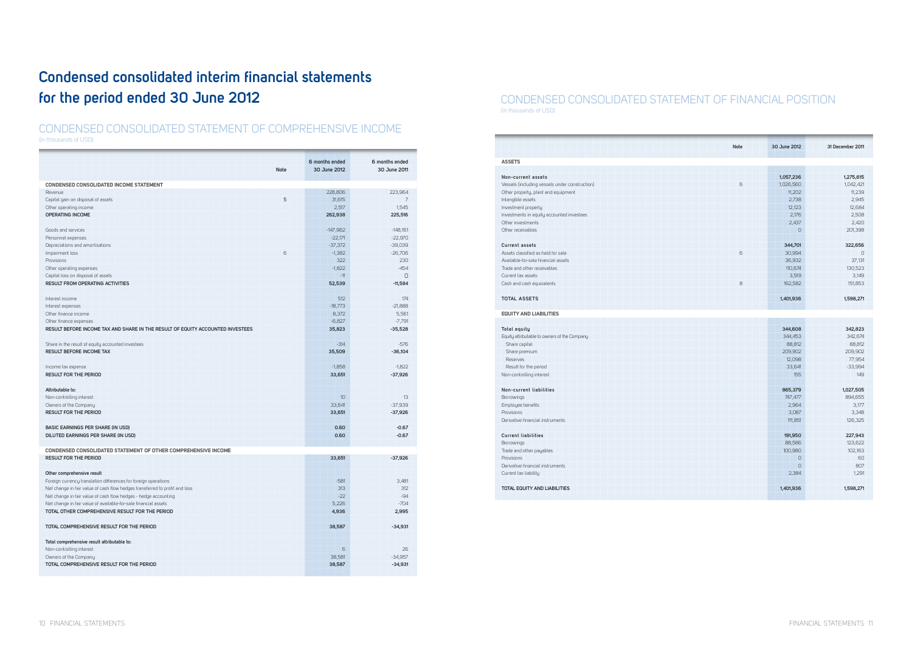# Condensed consolidated interim financial statements for the period ended 30 June 2012

## CONDENSED CONSOLIDATED STATEMENT OF COMPREHENSIVE INCOME

(in thousands of USD)

| | Note | 6 months ended 30 June 2012 | 6 months ended 30 June 2011 |
|---|---|---|---|
| **CONDENSED CONSOLIDATED INCOME STATEMENT** | | | |
| Revenue | | 228,806 | 223,964 |
| Capital gain on disposal of assets | 5 | 31,615 | 7 |
| Other operating income | | 2,517 | 1,545 |
| **OPERATING INCOME** | | **262,938** | **225,516** |
| | | | |
| Goods and services | | -147,962 | -148,161 |
| Personnel expenses | | -22,171 | -22,970 |
| Depreciations and amortisations | | -37,372 | -39,039 |
| Impairment loss | 6 | -1,382 | -26,706 |
| Provisions | | 322 | 230 |
| Other operating expenses | | -1,822 | -454 |
| Capital loss on disposal of assets | | -11 | 0 |
| **RESULT FROM OPERATING ACTIVITIES** | | **52,539** | **-11,584** |
| | | | |
| Interest income | | 512 | 174 |
| Interest expenses | | -18,773 | -21,888 |
| Other finance income | | 8,372 | 5,561 |
| Other finance expenses | | -6,827 | -7,791 |
| **RESULT BEFORE INCOME TAX AND SHARE IN THE RESULT OF EQUITY ACCOUNTED INVESTEES** | | **35,823** | **-35,528** |
| | | | |
| Share in the result of equity accounted investees | | -314 | -576 |
| **RESULT BEFORE INCOME TAX** | | **35,509** | **-36,104** |
| | | | |
| Income tax expense | | -1,858 | -1,822 |
| **RESULT FOR THE PERIOD** | | **33,651** | **-37,926** |
| | | | |
| **Attributable to:** | | | |
| Non-controlling interest | | 10 | 13 |
| Owners of the Company | | 33,641 | -37,939 |
| **RESULT FOR THE PERIOD** | | **33,651** | **-37,926** |
| | | | |
| **BASIC EARNINGS PER SHARE (IN USD)** | | **0.60** | **-0.67** |
| **DILUTED EARNINGS PER SHARE (IN USD)** | | **0.60** | **-0.67** |
| | | | |
| **CONDENSED CONSOLIDATED STATEMENT OF OTHER COMPREHENSIVE INCOME** | | | |
| **RESULT FOR THE PERIOD** | | **33,651** | **-37,926** |
| | | | |
| **Other comprehensive result** | | | |
| Foreign currency translation differences for foreign operations | | -581 | 3,481 |
| Net change in fair value of cash flow hedges transferred to profit and loss | | 313 | 312 |
| Net change in fair value of cash flow hedges - hedge accounting | | -22 | -94 |
| Net change in fair value of available-for-sale financial assets | | 5,226 | -704 |
| **TOTAL OTHER COMPREHENSIVE RESULT FOR THE PERIOD** | | **4,936** | **2,995** |
| | | | |
| **TOTAL COMPREHENSIVE RESULT FOR THE PERIOD** | | **38,587** | **-34,931** |
| | | | |
| **Total comprehensive result attributable to:** | | | |
| Non-controlling interest | | 6 | 26 |
| Owners of the Company | | 38,581 | -34,957 |
| **TOTAL COMPREHENSIVE RESULT FOR THE PERIOD** | | **38,587** | **-34,931** |

## CONDENSED CONSOLIDATED STATEMENT OF FINANCIAL POSITION

(in thousands of USD)

| | Note | 30 June 2012 | 31 December 2011 |
|---|---|---|---|
| **ASSETS** | | | |
| | | | |
| **Non-current assets** | | **1,057,236** | **1,275,615** |
| Vessels (including vessels under construction) | 6 | 1,026,560 | 1,042,421 |
| Other property, plant and equipment | | 11,202 | 11,239 |
| Intangible assets | | 2,738 | 2,945 |
| Investment property | | 12,123 | 12,684 |
| Investments in equity accounted investees | | 2,176 | 2,508 |
| Other investments | | 2,437 | 2,420 |
| Other receivables | | 0 | 201,398 |
| | | | |
| **Current assets** | | **344,701** | **322,656** |
| Assets classified as held for sale | 6 | 30,994 | 0 |
| Available-for-sale financial assets | | 36,932 | 37,131 |
| Trade and other receivables | | 110,674 | 130,523 |
| Current tax assets | | 3,519 | 3,149 |
| Cash and cash equivalents | 8 | 162,582 | 151,853 |
| | | | |
| **TOTAL ASSETS** | | **1,401,936** | **1,598,271** |
| | | | |
| **EQUITY AND LIABILITIES** | | | |
| | | | |
| **Total equity** | | **344,608** | **342,823** |
| Equity attributable to owners of the Company | | 344,453 | 342,674 |
| Share capital | | 88,812 | 88,812 |
| Share premium | | 209,902 | 209,902 |
| Reserves | | 12,098 | 77,954 |
| Result for the period | | 33,641 | -33,994 |
| Non-controlling interest | | 155 | 149 |
| | | | |
| **Non-current liabilities** | | **865,379** | **1,027,505** |
| Borrowings | | 747,477 | 894,655 |
| Employee benefits | | 2,964 | 3,177 |
| Provisions | | 3,087 | 3,348 |
| Derivative financial instruments | | 111,851 | 126,325 |
| | | | |
| **Current liabilities** | | **191,950** | **227,943** |
| Borrowings | | 88,586 | 123,622 |
| Trade and other payables | | 100,980 | 102,163 |
| Provisions | | 0 | 60 |
| Derivative financial instruments | | 0 | 807 |
| Current tax liability | | 2,384 | 1,291 |
| | | | |
| **TOTAL EQUITY AND LIABILITIES** | | **1,401,936** | **1,598,271** |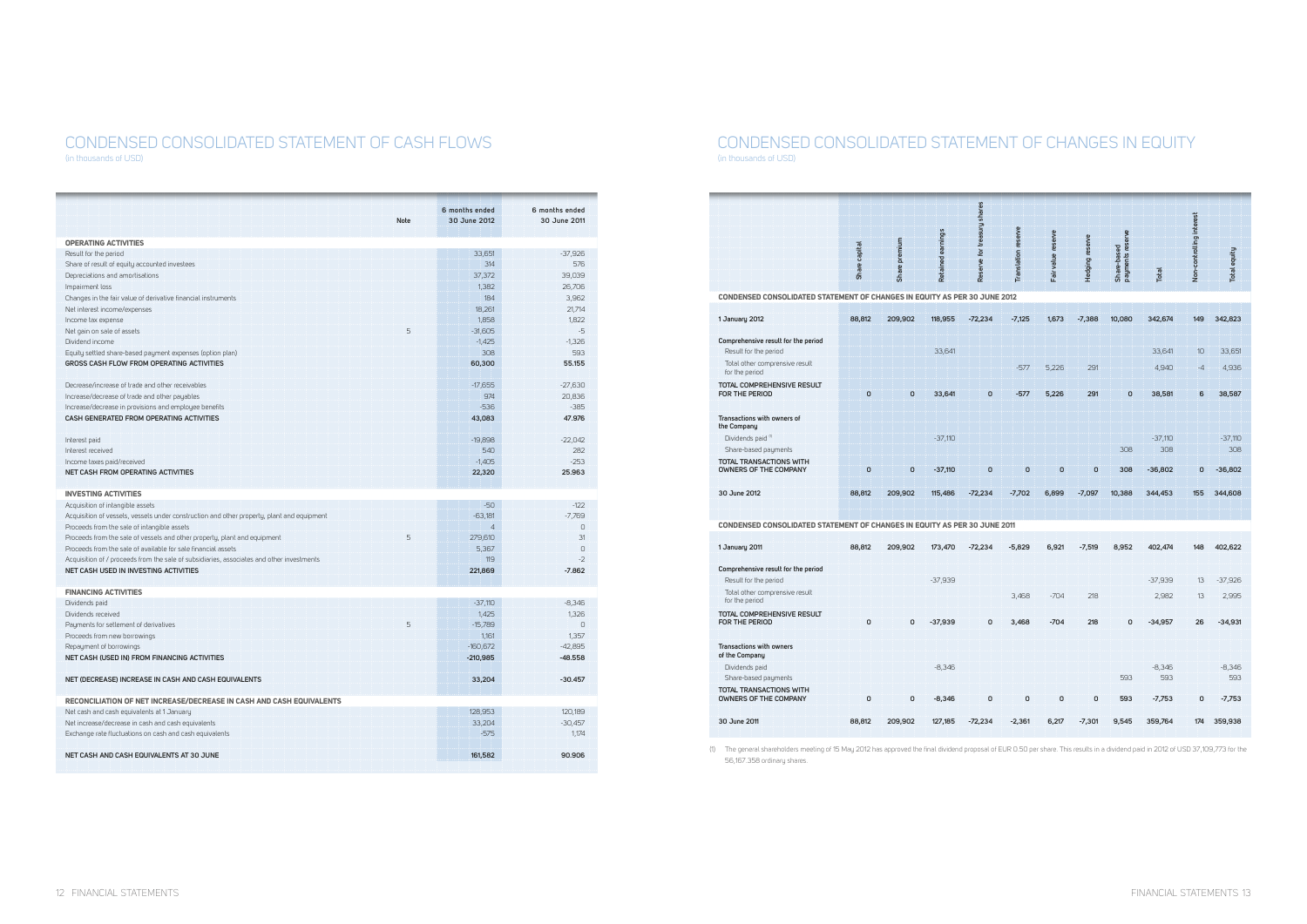# CONDENSED CONSOLIDATED STATEMENT OF CASH FLOWS

(in thousands of USD)

| | Note | 6 months ended 30 June 2012 | 6 months ended 30 June 2011 |
|---|---|---|---|
| **OPERATING ACTIVITIES** | | | |
| Result for the period | | 33,651 | -37,926 |
| Share of result of equity accounted investees | | 314 | 576 |
| Depreciations and amortisations | | 37,372 | 39,039 |
| Impairment loss | | 1,382 | 26,706 |
| Changes in the fair value of derivative financial instruments | | 184 | 3,962 |
| Net interest income/expenses | | 18,261 | 21,714 |
| Income tax expense | | 1,858 | 1,822 |
| Net gain on sale of assets | 5 | -31,605 | -5 |
| Dividend income | | -1,425 | -1,326 |
| Equity settled share-based payment expenses (option plan) | | 308 | 593 |
| **GROSS CASH FLOW FROM OPERATING ACTIVITIES** | | **60,300** | **55.155** |
| | | | |
| Decrease/increase of trade and other receivables | | -17,655 | -27,630 |
| Increase/decrease of trade and other payables | | 974 | 20,836 |
| Increase/decrease in provisions and employee benefits | | -536 | -385 |
| **CASH GENERATED FROM OPERATING ACTIVITIES** | | **43,083** | **47.976** |
| | | | |
| Interest paid | | -19,898 | -22,042 |
| Interest received | | 540 | 282 |
| Income taxes paid/received | | -1,405 | -253 |
| **NET CASH FROM OPERATING ACTIVITIES** | | **22,320** | **25.963** |
| | | | |
| **INVESTING ACTIVITIES** | | | |
| Acquisition of intangible assets | | -50 | -122 |
| Acquisition of vessels, vessels under construction and other property, plant and equipment | | -63,181 | -7,769 |
| Proceeds from the sale of intangible assets | | 4 | 0 |
| Proceeds from the sale of vessels and other property, plant and equipment | 5 | 279,610 | 31 |
| Proceeds from the sale of available for sale financial assets | | 5,367 | 0 |
| Acquisition of / proceeds from the sale of subsidiaries, associates and other investments | | 119 | -2 |
| **NET CASH USED IN INVESTING ACTIVITIES** | | **221,869** | **-7.862** |
| | | | |
| **FINANCING ACTIVITIES** | | | |
| Dividends paid | | -37,110 | -8,346 |
| Dividends received | | 1,425 | 1,326 |
| Payments for settlement of derivatives | 5 | -15,789 | 0 |
| Proceeds from new borrowings | | 1,161 | 1,357 |
| Repayment of borrowings | | -160,672 | -42,895 |
| **NET CASH (USED IN) FROM FINANCING ACTIVITIES** | | **-210,985** | **-48.558** |
| | | | |
| **NET (DECREASE) INCREASE IN CASH AND CASH EQUIVALENTS** | | **33,204** | **-30.457** |
| | | | |
| **RECONCILIATION OF NET INCREASE/DECREASE IN CASH AND CASH EQUIVALENTS** | | | |
| Net cash and cash equivalents at 1 January | | 128,953 | 120,189 |
| Net increase/decrease in cash and cash equivalents | | 33,204 | -30,457 |
| Exchange rate fluctuations on cash and cash equivalents | | -575 | 1,174 |
| | | | |
| **NET CASH AND CASH EQUIVALENTS AT 30 JUNE** | | **161,582** | **90.906** |

# CONDENSED CONSOLIDATED STATEMENT OF CHANGES IN EQUITY

(in thousands of USD)

| | Share capital | Share premium | Retained earnings | Reserve for treasury shares | Translation reserve | Fair value reserve | Hedging reserve | Share-based payments reserve | Total | Non-controlling interest | Total equity |
|---|---|---|---|---|---|---|---|---|---|---|---|
| **CONDENSED CONSOLIDATED STATEMENT OF CHANGES IN EQUITY AS PER 30 JUNE 2012** | | | | | | | | | | | |
| **1 January 2012** | 88,812 | 209,902 | 118,955 | -72,234 | -7,125 | 1,673 | -7,388 | 10,080 | 342,674 | 149 | 342,823 |
| **Comprehensive result for the period** | | | | | | | | | | | |
| Result for the period | | | 33,641 | | | | | | 33,641 | 10 | 33,651 |
| Total other comprensive result for the period | | | | | -577 | 5,226 | 291 | | 4,940 | -4 | 4,936 |
| **TOTAL COMPREHENSIVE RESULT FOR THE PERIOD** | **0** | **0** | **33,641** | **0** | **-577** | **5,226** | **291** | **0** | **38,581** | **6** | **38,587** |
| **Transactions with owners of the Company** | | | | | | | | | | | |
| Dividends paid [1] | | | -37,110 | | | | | | -37,110 | | -37,110 |
| Share-based payments | | | | | | | | 308 | 308 | | 308 |
| **TOTAL TRANSACTIONS WITH OWNERS OF THE COMPANY** | **0** | **0** | **-37,110** | **0** | **0** | **0** | **0** | **308** | **-36,802** | **0** | **-36,802** |
| **30 June 2012** | **88,812** | **209,902** | **115,486** | **-72,234** | **-7,702** | **6,899** | **-7,097** | **10,388** | **344,453** | **155** | **344,608** |
| | | | | | | | | | | | |
| **CONDENSED CONSOLIDATED STATEMENT OF CHANGES IN EQUITY AS PER 30 JUNE 2011** | | | | | | | | | | | |
| **1 January 2011** | 88,812 | 209,902 | 173,470 | -72,234 | -5,829 | 6,921 | -7,519 | 8,952 | 402,474 | 148 | 402,622 |
| **Comprehensive result for the period** | | | | | | | | | | | |
| Result for the period | | | -37,939 | | | | | | -37,939 | 13 | -37,926 |
| Total other comprensive result for the period | | | | | 3,468 | -704 | 218 | | 2,982 | 13 | 2,995 |
| **TOTAL COMPREHENSIVE RESULT FOR THE PERIOD** | **0** | **0** | **-37,939** | **0** | **3,468** | **-704** | **218** | **0** | **-34,957** | **26** | **-34,931** |
| **Transactions with owners of the Company** | | | | | | | | | | | |
| Dividends paid | | | -8,346 | | | | | | -8,346 | | -8,346 |
| Share-based payments | | | | | | | | 593 | 593 | | 593 |
| **TOTAL TRANSACTIONS WITH OWNERS OF THE COMPANY** | **0** | **0** | **-8,346** | **0** | **0** | **0** | **0** | **593** | **-7,753** | **0** | **-7,753** |
| **30 June 2011** | **88,812** | **209,902** | **127,185** | **-72,234** | **-2,361** | **6,217** | **-7,301** | **9,545** | **359,764** | **174** | **359,938** |

(1) The general shareholders meeting of 15 May 2012 has approved the final dividend proposal of EUR 0.50 per share. This results in a dividend paid in 2012 of USD 37,109,773 for the 56,167.358 ordinary shares.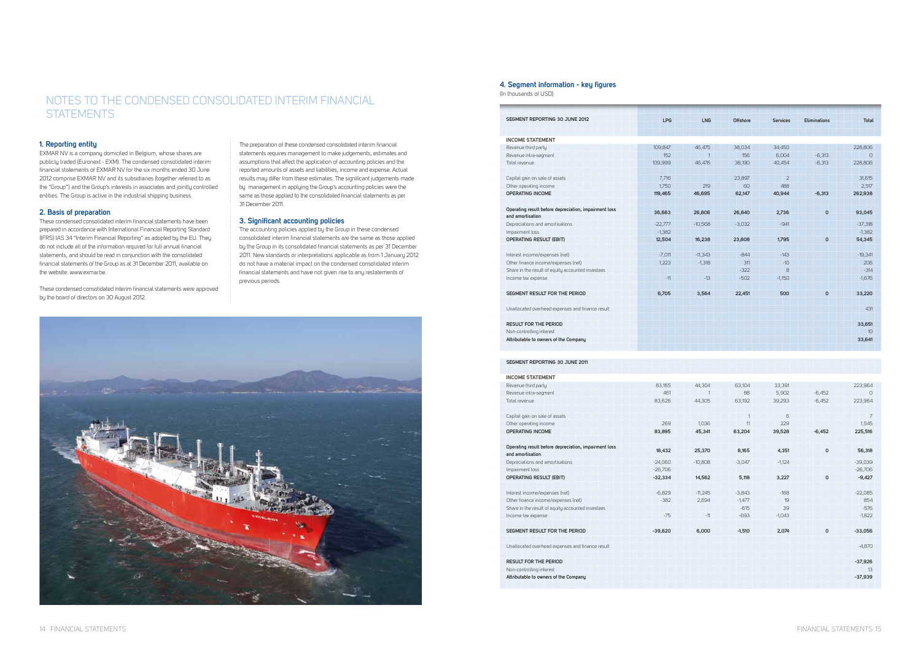# NOTES TO THE CONDENSED CONSOLIDATED INTERIM FINANCIAL STATEMENTS

## 1. Reporting entity

EXMAR NV is a company domiciled in Belgium, whose shares are publicly traded (Euronext - EXM). The condensed consolidated interim financial statements of EXMAR NV for the six months ended 30 June 2012 comprise EXMAR NV and its subsidiaries (together referred to as the "Group") and the Group's interests in associates and jointly controlled entities. The Group is active in the industrial shipping business.

## 2. Basis of preparation

These condensed consolidated interim financial statements have been prepared in accordance with International Financial Reporting Standard (IFRS) IAS 34 "Interim Financial Reporting" as adopted by the EU. They do not include all of the information required for full annual financial statements, and should be read in conjunction with the consolidated financial statements of the Group as at 31 December 2011, available on the website: www.exmar.be.

These condensed consolidated interim financial statements were approved by the board of directors on 30 August 2012.

The preparation of these condensed consolidated interim financial statements requires management to make judgements, estimates and assumptions that affect the application of accounting policies and the reported amounts of assets and liabilities, income and expense. Actual results may differ from these estimates. The significant judgements made by management in applying the Group's accounting policies were the same as those applied to the consolidated financial statements as per 31 December 2011.

## 3. Significant accounting policies

The accounting policies applied by the Group in these condensed consolidated interim financial statements are the same as those applied by the Group in its consolidated financial statements as per 31 December 2011. New standards or interpretations applicable as from 1 January 2012 do not have a material impact on the condensed consolidated interim financial statements and have not given rise to any restatements of previous periods.

## 4. Segment information - key figures

(In thousands of USD)

| SEGMENT REPORTING 30 JUNE 2012 | LPG | LNG | Offshore | Services | Eliminations | Total |
|---|---|---|---|---|---|---|
| **INCOME STATEMENT** | | | | | | |
| Revenue third party | 109,847 | 46,475 | 38,034 | 34,450 | | 228,806 |
| Revenue intra-segment | 152 | 1 | 156 | 6,004 | -6,313 | 0 |
| Total revenue | 109,999 | 46,476 | 38,190 | 40,454 | -6,313 | 228,806 |
| Capital gain on sale of assets | 7,716 | | 23,897 | 2 | | 31,615 |
| Other operating income | 1,750 | 219 | 60 | 488 | | 2,517 |
| **OPERATING INCOME** | **119,465** | **46,695** | **62,147** | **40,944** | **-6,313** | **262,938** |
| **Operating result before depreciation, impairment loss and amortisation** | **36,663** | **26,806** | **26,840** | **2,736** | **0** | **93,045** |
| Depreciations and amortisations | -22,777 | -10,568 | -3,032 | -941 | | -37,318 |
| Impairment loss | -1,382 | | | | | -1,382 |
| **OPERATING RESULT (EBIT)** | **12,504** | **16,238** | **23,808** | **1,795** | **0** | **54,345** |
| Interest income/expenses (net) | -7,011 | -11,343 | -844 | -143 | | -19,341 |
| Other finance income/expenses (net) | 1,223 | -1,318 | 311 | -10 | | 206 |
| Share in the result of equity accounted investees | | | -322 | 8 | | -314 |
| Income tax expense | -11 | -13 | -502 | -1,150 | | -1,676 |
| **SEGMENT RESULT FOR THE PERIOD** | **6,705** | **3,564** | **22,451** | **500** | **0** | **33,220** |
| Unallocated overhead expenses and finance result | | | | | | 431 |
| **RESULT FOR THE PERIOD** | | | | | | **33,651** |
| Non-controlling interest | | | | | | 10 |
| **Attributable to owners of the Company** | | | | | | **33,641** |

| SEGMENT REPORTING 30 JUNE 2011 | LPG | LNG | Offshore | Services | Eliminations | Total |
|---|---|---|---|---|---|---|
| **INCOME STATEMENT** | | | | | | |
| Revenue third party | 83,165 | 44,304 | 63,104 | 33,391 | | 223,964 |
| Revenue intra-segment | 461 | 1 | 88 | 5,902 | -6,452 | 0 |
| Total revenue | 83,626 | 44,305 | 63,192 | 39,293 | -6,452 | 223,964 |
| Capital gain on sale of assets | | | 1 | 6 | | 7 |
| Other operating income | 269 | 1,036 | 11 | 229 | | 1,545 |
| **OPERATING INCOME** | **83,895** | **45,341** | **63,204** | **39,528** | **-6,452** | **225,516** |
| **Operating result before depreciation, impairment loss and amortisation** | **18,432** | **25,370** | **8,165** | **4,351** | **0** | **56,318** |
| Depreciations and amortisations | -24,060 | -10,808 | -3,047 | -1,124 | | -39,039 |
| Impairment loss | -26,706 | | | | | -26,706 |
| **OPERATING RESULT (EBIT)** | **-32,334** | **14,562** | **5,118** | **3,227** | **0** | **-9,427** |
| Interest income/expenses (net) | -6,829 | -11,245 | -3,843 | -168 | | -22,085 |
| Other finance income/expenses (net) | -382 | 2,694 | -1,477 | 19 | | 854 |
| Share in the result of equity accounted investees | | | -615 | 39 | | -576 |
| Income tax expense | -75 | -11 | -693 | -1,043 | | -1,822 |
| **SEGMENT RESULT FOR THE PERIOD** | **-39,620** | **6,000** | **-1,510** | **2,074** | **0** | **-33,056** |
| Unallocated overhead expenses and finance result | | | | | | -4,870 |
| **RESULT FOR THE PERIOD** | | | | | | **-37,926** |
| Non-controlling interest | | | | | | 13 |
| **Attributable to owners of the Company** | | | | | | **-37,939** |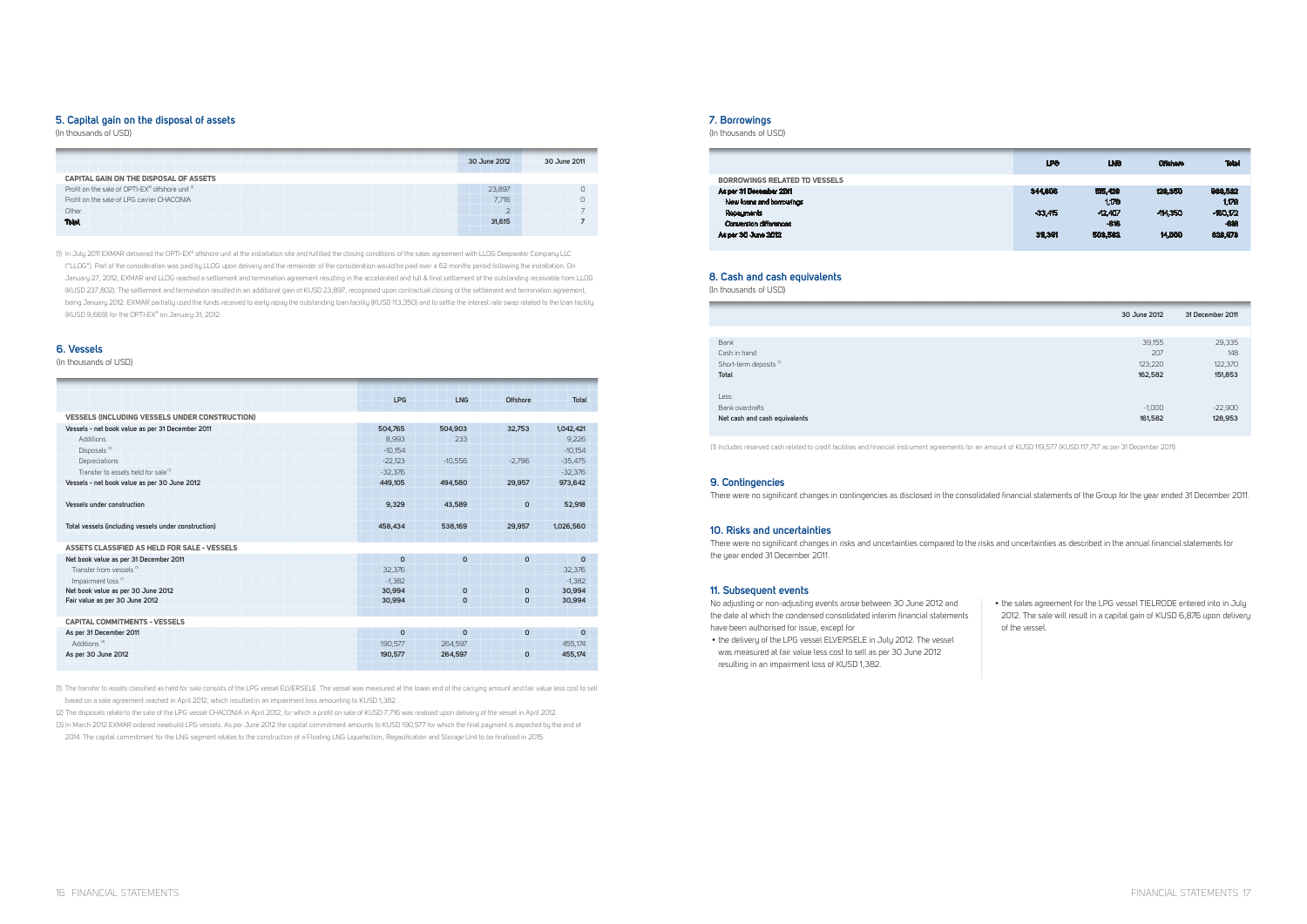## 5. Capital gain on the disposal of assets

(In thousands of USD)

| | 30 June 2012 | 30 June 2011 |
|---|---|---|
| **CAPITAL GAIN ON THE DISPOSAL OF ASSETS** | | |
| Profit on the sale of OPTI-EX® offshore unit [1] | 23,897 | 0 |
| Profit on the sale of LPG carrier CHACONIA | 7,716 | 0 |
| Other | 2 | 7 |
| **Total** | **31,615** | **7** |

(1) In July 2011 EXMAR delivered the OPTI-EX® offshore unit at the installation site and fulfilled the closing conditions of the sales agreement with LLOG Deepwater Company LLC ("LLOG"). Part of the consideration was paid by LLOG upon delivery and the remainder of the consideration would be paid over a 62 months period following the installation. On January 27, 2012, EXMAR and LLOG reached a settlement and termination agreement resulting in the accelerated and full & final settlement of the outstanding receivable from LLOG (KUSD 237,802). The settlement and termination resulted in an additional gain of KUSD 23,897, recognised upon contractual closing of the settlement and termination agreement, being January 2012. EXMAR partially used the funds received to early repay the outstanding loan facility (KUSD 113,350) and to settle the interest rate swap related to the loan facility (KUSD 9,669) for the OPTI-EX® on January 31, 2012.

## 6. Vessels

(In thousands of USD)

| | LPG | LNG | Offshore | Total |
|---|---|---|---|---|
| **VESSELS (INCLUDING VESSELS UNDER CONSTRUCTION)** | | | | |
| **Vessels - net book value as per 31 December 2011** | **504,765** | **504,903** | **32,753** | **1,042,421** |
| Additions | 8,993 | 233 | | 9,226 |
| Disposals [2] | -10,154 | | | -10,154 |
| Depreciations | -22,123 | -10,556 | -2,796 | -35,475 |
| Transfer to assets held for sale [1] | -32,376 | | | -32,376 |
| **Vessels - net book value as per 30 June 2012** | **449,105** | **494,580** | **29,957** | **973,642** |
| | | | | |
| **Vessels under construction** | **9,329** | **43,589** | **0** | **52,918** |
| | | | | |
| **Total vessels (including vessels under construction)** | **458,434** | **538,169** | **29,957** | **1,026,560** |
| | | | | |
| **ASSETS CLASSIFIED AS HELD FOR SALE - VESSELS** | | | | |
| **Net book value as per 31 December 2011** | **0** | **0** | **0** | **0** |
| Transfer from vessels [1] | 32,376 | | | 32,376 |
| Impairment loss [1] | -1,382 | | | -1,382 |
| **Net book value as per 30 June 2012** | **30,994** | **0** | **0** | **30,994** |
| **Fair value as per 30 June 2012** | **30,994** | **0** | **0** | **30,994** |
| | | | | |
| **CAPITAL COMMITMENTS - VESSELS** | | | | |
| **As per 31 December 2011** | **0** | **0** | **0** | **0** |
| Additions [3] | 190,577 | 264,597 | | 455,174 |
| **As per 30 June 2012** | **190,577** | **264,597** | **0** | **455,174** |

(1) The transfer to assets classified as held for sale consists of the LPG vessel ELVERSELE. The vessel was measured at the lower end of the carrying amount and fair value less cost to sell based on a sale agreement reached in April 2012, which resulted in an impairment loss amounting to KUSD 1,382.

(2) The disposals relate to the sale of the LPG vessel CHACONIA in April 2012, for which a profit on sale of KUSD 7,716 was realised upon delivery of the vessel in April 2012.

(3) In March 2012 EXMAR ordered newbuild LPG vessels. As per June 2012 the capital commitment amounts to KUSD 190,577 for which the final payment is expected by the end of 2014. The capital commitment for the LNG segment relates to the construction of a Floating LNG Liquefaction, Regasification and Storage Unit to be finalised in 2015.

## 7. Borrowings

(In thousands of USD)

| | LPG | LNG | Offshore | Total |
|---|---|---|---|---|
| **BORROWINGS RELATED TO VESSELS** | | | | |
| **As per 31 December 2011** | **344,806** | **515,426** | **128,350** | **988,582** |
| New loans and borrowings | | 1,178 | | 1,178 |
| Repayments | -33,415 | -12,407 | -114,350 | -160,172 |
| Conversion differences | | -616 | | -616 |
| **As per 30 June 2012** | **311,391** | **503,582** | **14,000** | **828,973** |

## 8. Cash and cash equivalents

(In thousands of USD)

| | 30 June 2012 | 31 December 2011 |
|---|---|---|
| Bank | 39,155 | 29,335 |
| Cash in hand | 207 | 148 |
| Short-term deposits [1] | 123,220 | 122,370 |
| **Total** | **162,582** | **151,853** |
| | | |
| Less: | | |
| Bank overdrafts | -1,000 | -22,900 |
| **Net cash and cash equivalents** | **161,582** | **128,953** |

(1) Includes reserved cash related to credit facilities and financial instrument agreements for an amount of KUSD 119,577 (KUSD 117,717 as per 31 December 2011).

## 9. Contingencies

There were no significant changes in contingencies as disclosed in the consolidated financial statements of the Group for the year ended 31 December 2011.

## 10. Risks and uncertainties

There were no significant changes in risks and uncertainties compared to the risks and uncertainties as described in the annual financial statements for the year ended 31 December 2011.

## 11. Subsequent events

No adjusting or non-adjusting events arose between 30 June 2012 and the date at which the condensed consolidated interim financial statements have been authorised for issue, except for

- the delivery of the LPG vessel ELVERSELE in July 2012. The vessel was measured at fair value less cost to sell as per 30 June 2012 resulting in an impairment loss of KUSD 1,382.
- the sales agreement for the LPG vessel TIELRODE entered into in July 2012. The sale will result in a capital gain of KUSD 6,876 upon delivery of the vessel.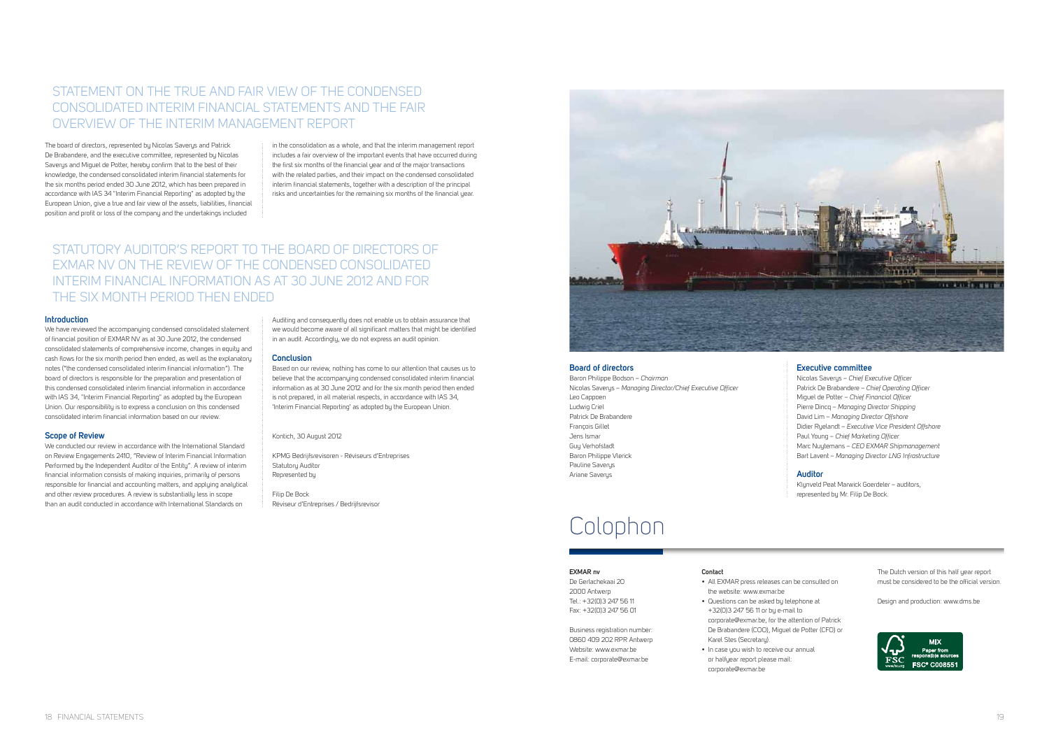# STATEMENT ON THE TRUE AND FAIR VIEW OF THE CONDENSED CONSOLIDATED INTERIM FINANCIAL STATEMENTS AND THE FAIR OVERVIEW OF THE INTERIM MANAGEMENT REPORT

The board of directors, represented by Nicolas Saverys and Patrick De Brabandere, and the executive committee, represented by Nicolas Saverys and Miguel de Potter, hereby confirm that to the best of their knowledge, the condensed consolidated interim financial statements for the six months period ended 30 June 2012, which has been prepared in accordance with IAS 34 "Interim Financial Reporting" as adopted by the European Union, give a true and fair view of the assets, liabilities, financial position and profit or loss of the company and the undertakings included in the consolidation as a whole, and that the interim management report includes a fair overview of the important events that have occurred during the first six months of the financial year and of the major transactions with the related parties, and their impact on the condensed consolidated interim financial statements, together with a description of the principal risks and uncertainties for the remaining six months of the financial year.

# STATUTORY AUDITOR'S REPORT TO THE BOARD OF DIRECTORS OF EXMAR NV ON THE REVIEW OF THE CONDENSED CONSOLIDATED INTERIM FINANCIAL INFORMATION AS AT 30 JUNE 2012 AND FOR THE SIX MONTH PERIOD THEN ENDED

## Introduction

We have reviewed the accompanying condensed consolidated statement of financial position of EXMAR NV as at 30 June 2012, the condensed consolidated statements of comprehensive income, changes in equity and cash flows for the six month period then ended, as well as the explanatory notes ("the condensed consolidated interim financial information"). The board of directors is responsible for the preparation and presentation of this condensed consolidated interim financial information in accordance with IAS 34, "Interim Financial Reporting" as adopted by the European Union. Our responsibility is to express a conclusion on this condensed consolidated interim financial information based on our review.

## Scope of Review

We conducted our review in accordance with the International Standard on Review Engagements 2410, "Review of Interim Financial Information Performed by the Independent Auditor of the Entity". A review of interim financial information consists of making inquiries, primarily of persons responsible for financial and accounting matters, and applying analytical and other review procedures. A review is substantially less in scope than an audit conducted in accordance with International Standards on Auditing and consequently does not enable us to obtain assurance that we would become aware of all significant matters that might be identified in an audit. Accordingly, we do not express an audit opinion.

## Conclusion

Based on our review, nothing has come to our attention that causes us to believe that the accompanying condensed consolidated interim financial information as at 30 June 2012 and for the six month period then ended is not prepared, in all material respects, in accordance with IAS 34, 'Interim Financial Reporting' as adopted by the European Union.

Kontich, 30 August 2012

KPMG Bedrijfsrevisoren - Réviseurs d'Entreprises
Statutory Auditor
Represented by

Filip De Bock
Réviseur d'Entreprises / Bedrijfsrevisor

## Board of directors

Baron Philippe Bodson – *Chairman*
Nicolas Saverys – *Managing Director/Chief Executive Officer*
Leo Cappoen
Ludwig Criel
Patrick De Brabandere
François Gillet
Jens Ismar
Guy Verhofstadt
Baron Philippe Vlerick
Pauline Saverys
Ariane Saverys

## Executive committee

Nicolas Saverys – *Chief Executive Officer*
Patrick De Brabandere – *Chief Operating Officer*
Miguel de Potter – *Chief Financial Officer*
Pierre Dincq – *Managing Director Shipping*
David Lim – *Managing Director Offshore*
Didier Ryelandt – *Executive Vice President Offshore*
Paul Young – *Chief Marketing Officer*
Marc Nuytemans – *CEO EXMAR Shipmanagement*
Bart Lavent – *Managing Director LNG Infrastructure*

## Auditor

Klynveld Peat Marwick Goerdeler – auditors, represented by Mr. Filip De Bock.

# Colophon

**EXMAR nv**
De Gerlachekaai 20
2000 Antwerp
Tel.: +32(0)3 247 56 11
Fax: +32(0)3 247 56 01

Business registration number:
0860 409 202 RPR Antwerp
Website: www.exmar.be
E-mail: corporate@exmar.be

**Contact**

- All EXMAR press releases can be consulted on the website: www.exmar.be
- Questions can be asked by telephone at +32(0)3 247 56 11 or by e-mail to corporate@exmar.be, for the attention of Patrick De Brabandere (COO), Miguel de Potter (CFO) or Karel Stes (Secretary).
- In case you wish to receive our annual or halfyear report please mail: corporate@exmar.be

The Dutch version of this half year report must be considered to be the official version.

Design and production: www.dms.be

MIX
Paper from responsible sources
FSC® C008551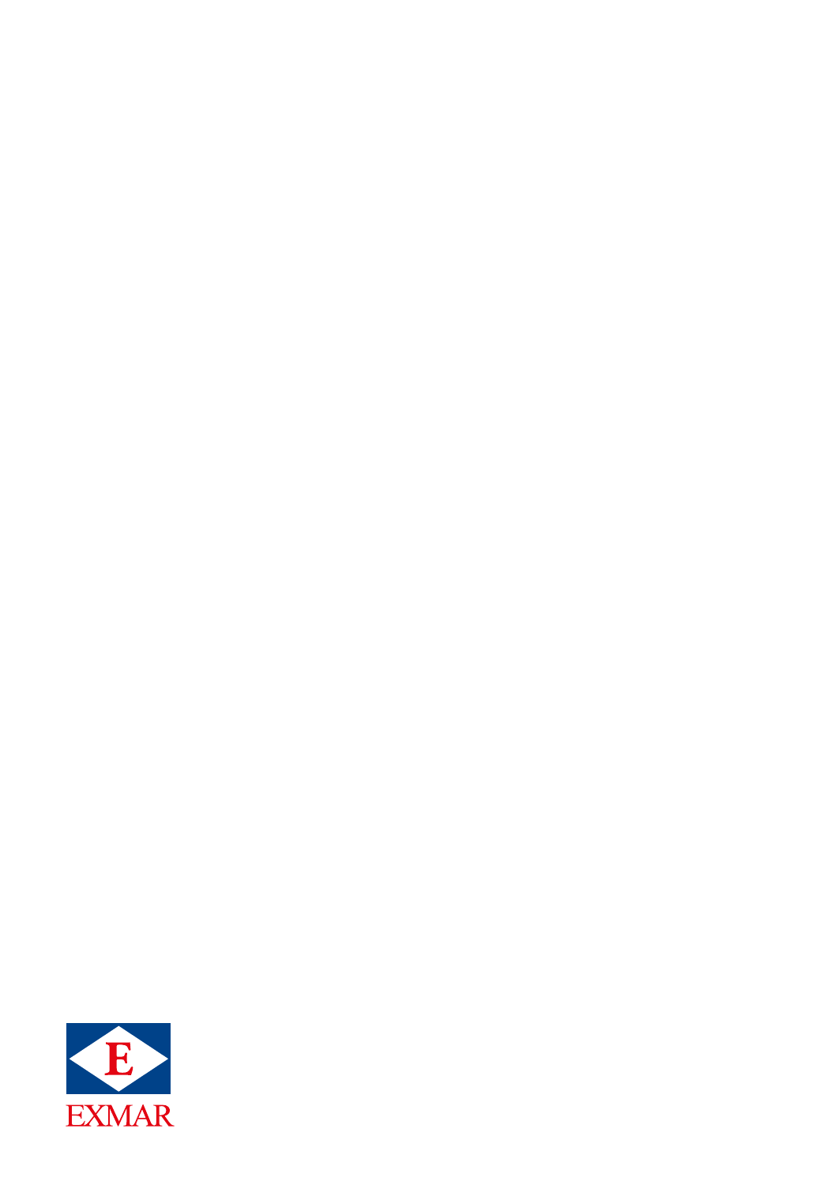EXMAR